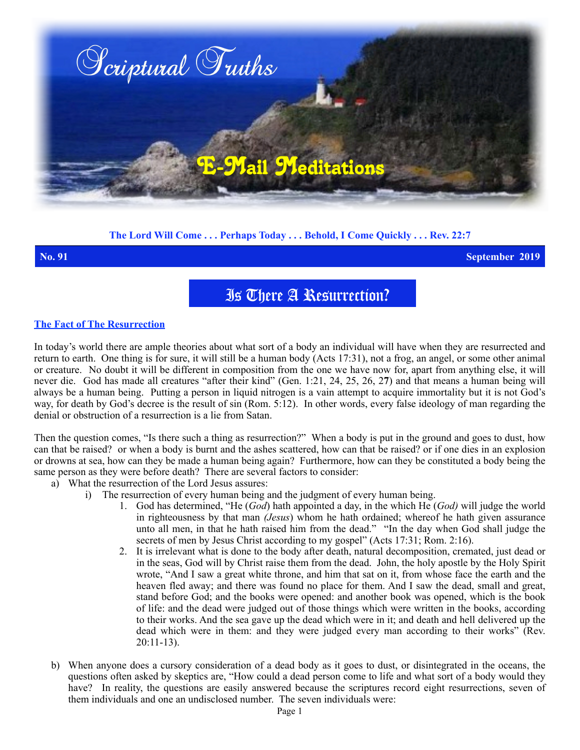# Scriptural Truths

## E-Mail Meditations

**The Lord Will Come . . . Perhaps Today . . . Behold, I Come Quickly . . . Rev. 22:7**

**No. 91** **September 2019**

# Is There A Resurrection?

## The Fact of The Resurrection

In today's world there are ample theories about what sort of a body an individual will have when they are resurrected and return to earth. One thing is for sure, it will still be a human body (Acts 17:31), not a frog, an angel, or some other animal or creature. No doubt it will be different in composition from the one we have now for, apart from anything else, it will never die. God has made all creatures "after their kind" (Gen. 1:21, 24, 25, 26, 2**7**) and that means a human being will always be a human being. Putting a person in liquid nitrogen is a vain attempt to acquire immortality but it is not God's way, for death by God's decree is the result of sin (Rom. 5:12). In other words, every false ideology of man regarding the denial or obstruction of a resurrection is a lie from Satan.

Then the question comes, "Is there such a thing as resurrection?" When a body is put in the ground and goes to dust, how can that be raised? or when a body is burnt and the ashes scattered, how can that be raised? or if one dies in an explosion or drowns at sea, how can they be made a human being again? Furthermore, how can they be constituted a body being the same person as they were before death? There are several factors to consider:

a) What the resurrection of the Lord Jesus assures:
   i) The resurrection of every human being and the judgment of every human being.
      1. God has determined, "He (*God*) hath appointed a day, in the which He (*God)* will judge the world in righteousness by that man *(Jesus*) whom he hath ordained; whereof he hath given assurance unto all men, in that he hath raised him from the dead." "In the day when God shall judge the secrets of men by Jesus Christ according to my gospel" (Acts 17:31; Rom. 2:16).
      2. It is irrelevant what is done to the body after death, natural decomposition, cremated, just dead or in the seas, God will by Christ raise them from the dead. John, the holy apostle by the Holy Spirit wrote, "And I saw a great white throne, and him that sat on it, from whose face the earth and the heaven fled away; and there was found no place for them. And I saw the dead, small and great, stand before God; and the books were opened: and another book was opened, which is the book of life: and the dead were judged out of those things which were written in the books, according to their works. And the sea gave up the dead which were in it; and death and hell delivered up the dead which were in them: and they were judged every man according to their works" (Rev. 20:11-13).

b) When anyone does a cursory consideration of a dead body as it goes to dust, or disintegrated in the oceans, the questions often asked by skeptics are, "How could a dead person come to life and what sort of a body would they have? In reality, the questions are easily answered because the scriptures record eight resurrections, seven of them individuals and one an undisclosed number. The seven individuals were: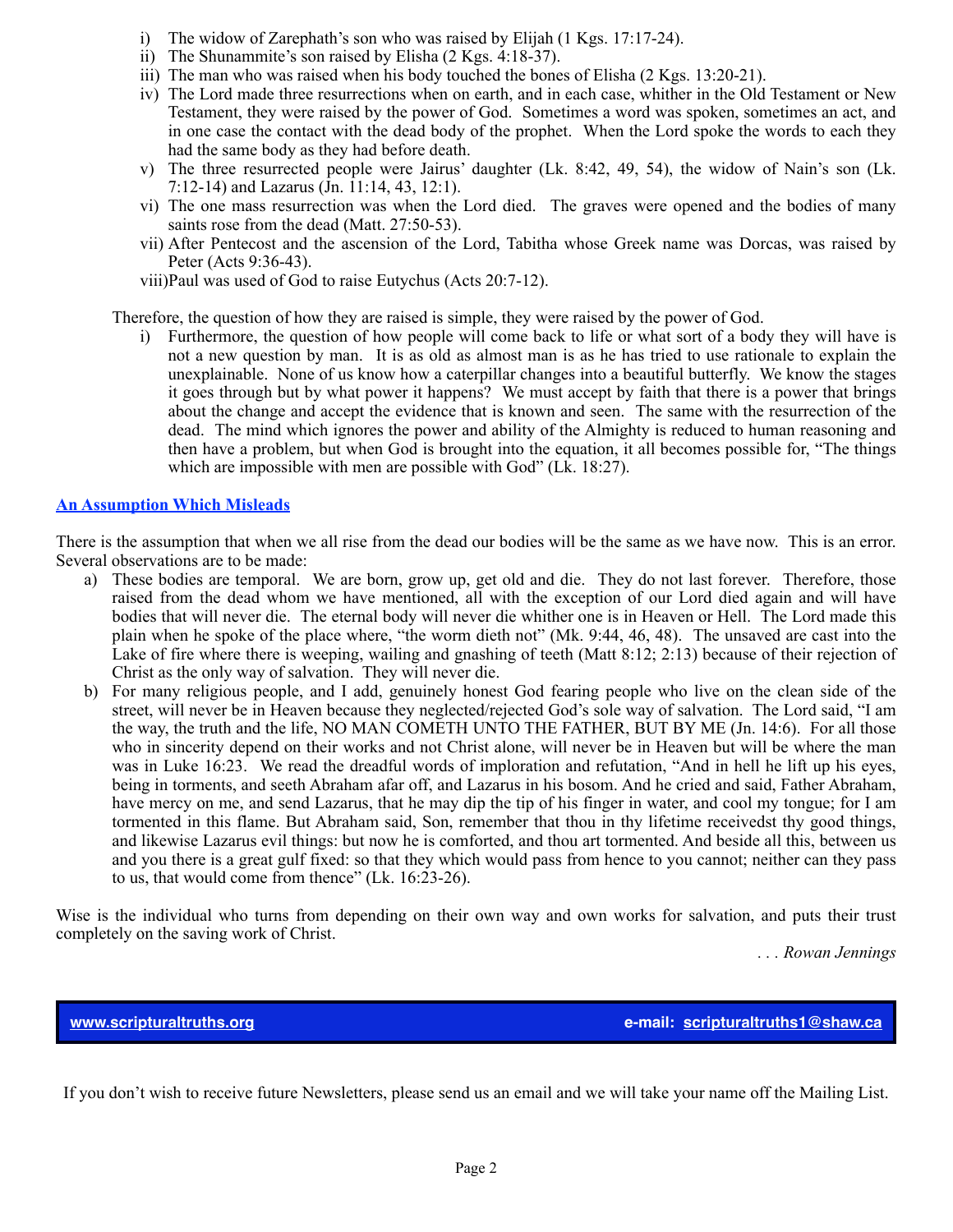i) The widow of Zarephath's son who was raised by Elijah (1 Kgs. 17:17-24).
ii) The Shunammite's son raised by Elisha (2 Kgs. 4:18-37).
iii) The man who was raised when his body touched the bones of Elisha (2 Kgs. 13:20-21).
iv) The Lord made three resurrections when on earth, and in each case, whither in the Old Testament or New Testament, they were raised by the power of God. Sometimes a word was spoken, sometimes an act, and in one case the contact with the dead body of the prophet. When the Lord spoke the words to each they had the same body as they had before death.
v) The three resurrected people were Jairus' daughter (Lk. 8:42, 49, 54), the widow of Nain's son (Lk. 7:12-14) and Lazarus (Jn. 11:14, 43, 12:1).
vi) The one mass resurrection was when the Lord died. The graves were opened and the bodies of many saints rose from the dead (Matt. 27:50-53).
vii) After Pentecost and the ascension of the Lord, Tabitha whose Greek name was Dorcas, was raised by Peter (Acts 9:36-43).
viii)Paul was used of God to raise Eutychus (Acts 20:7-12).

Therefore, the question of how they are raised is simple, they were raised by the power of God.

i) Furthermore, the question of how people will come back to life or what sort of a body they will have is not a new question by man. It is as old as almost man is as he has tried to use rationale to explain the unexplainable. None of us know how a caterpillar changes into a beautiful butterfly. We know the stages it goes through but by what power it happens? We must accept by faith that there is a power that brings about the change and accept the evidence that is known and seen. The same with the resurrection of the dead. The mind which ignores the power and ability of the Almighty is reduced to human reasoning and then have a problem, but when God is brought into the equation, it all becomes possible for, "The things which are impossible with men are possible with God" (Lk. 18:27).

## An Assumption Which Misleads

There is the assumption that when we all rise from the dead our bodies will be the same as we have now. This is an error. Several observations are to be made:

a) These bodies are temporal. We are born, grow up, get old and die. They do not last forever. Therefore, those raised from the dead whom we have mentioned, all with the exception of our Lord died again and will have bodies that will never die. The eternal body will never die whither one is in Heaven or Hell. The Lord made this plain when he spoke of the place where, "the worm dieth not" (Mk. 9:44, 46, 48). The unsaved are cast into the Lake of fire where there is weeping, wailing and gnashing of teeth (Matt 8:12; 2:13) because of their rejection of Christ as the only way of salvation. They will never die.
b) For many religious people, and I add, genuinely honest God fearing people who live on the clean side of the street, will never be in Heaven because they neglected/rejected God's sole way of salvation. The Lord said, "I am the way, the truth and the life, NO MAN COMETH UNTO THE FATHER, BUT BY ME (Jn. 14:6). For all those who in sincerity depend on their works and not Christ alone, will never be in Heaven but will be where the man was in Luke 16:23. We read the dreadful words of imploration and refutation, "And in hell he lift up his eyes, being in torments, and seeth Abraham afar off, and Lazarus in his bosom. And he cried and said, Father Abraham, have mercy on me, and send Lazarus, that he may dip the tip of his finger in water, and cool my tongue; for I am tormented in this flame. But Abraham said, Son, remember that thou in thy lifetime receivedst thy good things, and likewise Lazarus evil things: but now he is comforted, and thou art tormented. And beside all this, between us and you there is a great gulf fixed: so that they which would pass from hence to you cannot; neither can they pass to us, that would come from thence" (Lk. 16:23-26).

Wise is the individual who turns from depending on their own way and own works for salvation, and puts their trust completely on the saving work of Christ.

*. . . Rowan Jennings*

**www.scripturaltruths.org** **e-mail: scripturaltruths1@shaw.ca**

If you don't wish to receive future Newsletters, please send us an email and we will take your name off the Mailing List.